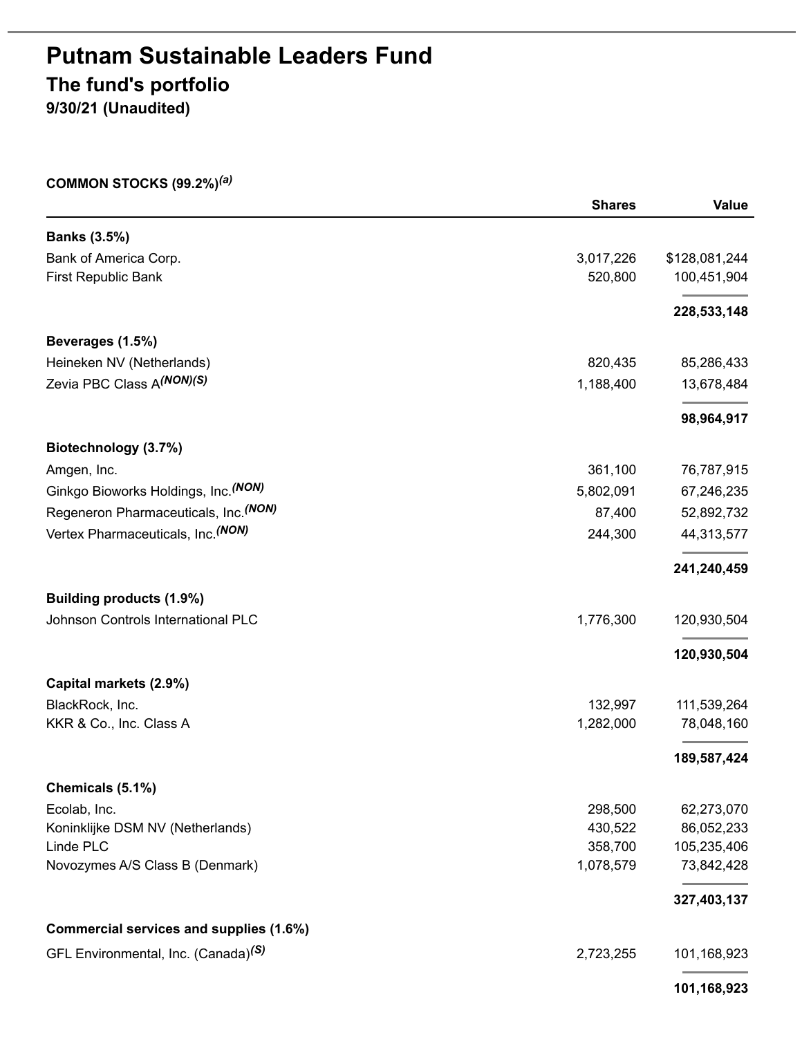# Putnam Sustainable Leaders Fund

## The fund's portfolio

**9/30/21 (Unaudited)**

**COMMON STOCKS (99.2%)[(a)]**

| | Shares | Value |
|---|---|---|
| **Banks (3.5%)** | | |
| Bank of America Corp. | 3,017,226 | $128,081,244 |
| First Republic Bank | 520,800 | 100,451,904 |
| | | **228,533,148** |
| **Beverages (1.5%)** | | |
| Heineken NV (Netherlands) | 820,435 | 85,286,433 |
| Zevia PBC Class A[(NON)(S)] | 1,188,400 | 13,678,484 |
| | | **98,964,917** |
| **Biotechnology (3.7%)** | | |
| Amgen, Inc. | 361,100 | 76,787,915 |
| Ginkgo Bioworks Holdings, Inc.[(NON)] | 5,802,091 | 67,246,235 |
| Regeneron Pharmaceuticals, Inc.[(NON)] | 87,400 | 52,892,732 |
| Vertex Pharmaceuticals, Inc.[(NON)] | 244,300 | 44,313,577 |
| | | **241,240,459** |
| **Building products (1.9%)** | | |
| Johnson Controls International PLC | 1,776,300 | 120,930,504 |
| | | **120,930,504** |
| **Capital markets (2.9%)** | | |
| BlackRock, Inc. | 132,997 | 111,539,264 |
| KKR & Co., Inc. Class A | 1,282,000 | 78,048,160 |
| | | **189,587,424** |
| **Chemicals (5.1%)** | | |
| Ecolab, Inc. | 298,500 | 62,273,070 |
| Koninklijke DSM NV (Netherlands) | 430,522 | 86,052,233 |
| Linde PLC | 358,700 | 105,235,406 |
| Novozymes A/S Class B (Denmark) | 1,078,579 | 73,842,428 |
| | | **327,403,137** |
| **Commercial services and supplies (1.6%)** | | |
| GFL Environmental, Inc. (Canada)[(S)] | 2,723,255 | 101,168,923 |
| | | **101,168,923** |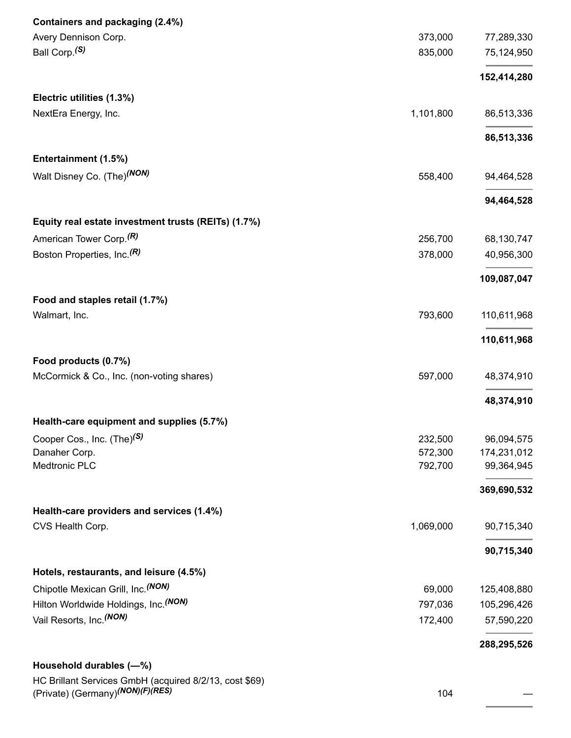| | | |
|---|---|---|
| **Containers and packaging (2.4%)** | | |
| Avery Dennison Corp. | 373,000 | 77,289,330 |
| Ball Corp.*(S)* | 835,000 | 75,124,950 |
| | | **152,414,280** |
| **Electric utilities (1.3%)** | | |
| NextEra Energy, Inc. | 1,101,800 | 86,513,336 |
| | | **86,513,336** |
| **Entertainment (1.5%)** | | |
| Walt Disney Co. (The)*(NON)* | 558,400 | 94,464,528 |
| | | **94,464,528** |
| **Equity real estate investment trusts (REITs) (1.7%)** | | |
| American Tower Corp.*(R)* | 256,700 | 68,130,747 |
| Boston Properties, Inc.*(R)* | 378,000 | 40,956,300 |
| | | **109,087,047** |
| **Food and staples retail (1.7%)** | | |
| Walmart, Inc. | 793,600 | 110,611,968 |
| | | **110,611,968** |
| **Food products (0.7%)** | | |
| McCormick & Co., Inc. (non-voting shares) | 597,000 | 48,374,910 |
| | | **48,374,910** |
| **Health-care equipment and supplies (5.7%)** | | |
| Cooper Cos., Inc. (The)*(S)* | 232,500 | 96,094,575 |
| Danaher Corp. | 572,300 | 174,231,012 |
| Medtronic PLC | 792,700 | 99,364,945 |
| | | **369,690,532** |
| **Health-care providers and services (1.4%)** | | |
| CVS Health Corp. | 1,069,000 | 90,715,340 |
| | | **90,715,340** |
| **Hotels, restaurants, and leisure (4.5%)** | | |
| Chipotle Mexican Grill, Inc.*(NON)* | 69,000 | 125,408,880 |
| Hilton Worldwide Holdings, Inc.*(NON)* | 797,036 | 105,296,426 |
| Vail Resorts, Inc.*(NON)* | 172,400 | 57,590,220 |
| | | **288,295,526** |
| **Household durables (—%)** | | |
| HC Brillant Services GmbH (acquired 8/2/13, cost $69) (Private) (Germany)*(NON)(F)(RES)* | 104 | — |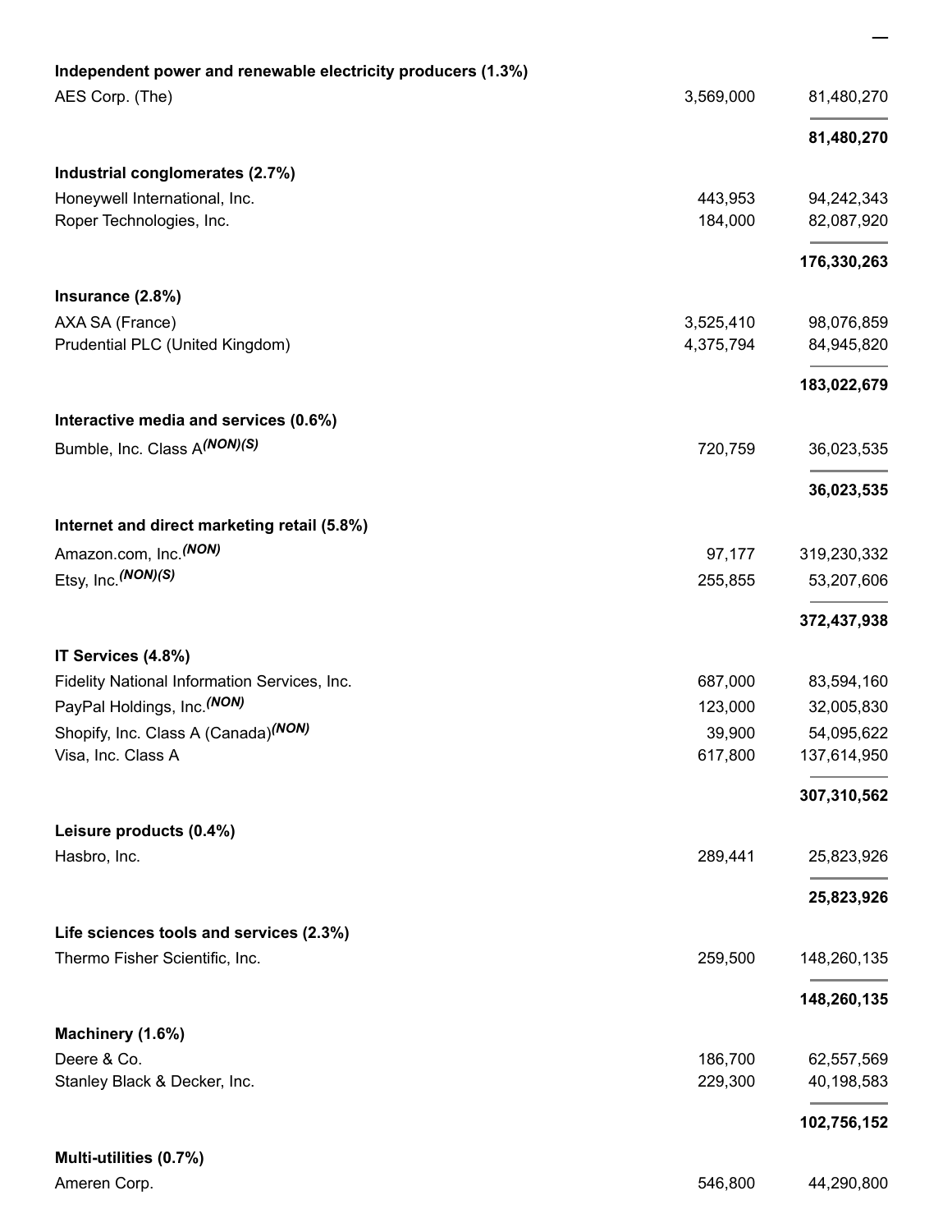| | | |
|---|---|---|
| | | — |
| **Independent power and renewable electricity producers (1.3%)** | | |
| AES Corp. (The) | 3,569,000 | 81,480,270 |
| | | **81,480,270** |
| **Industrial conglomerates (2.7%)** | | |
| Honeywell International, Inc. | 443,953 | 94,242,343 |
| Roper Technologies, Inc. | 184,000 | 82,087,920 |
| | | **176,330,263** |
| **Insurance (2.8%)** | | |
| AXA SA (France) | 3,525,410 | 98,076,859 |
| Prudential PLC (United Kingdom) | 4,375,794 | 84,945,820 |
| | | **183,022,679** |
| **Interactive media and services (0.6%)** | | |
| Bumble, Inc. Class A *(NON)(S)* | 720,759 | 36,023,535 |
| | | **36,023,535** |
| **Internet and direct marketing retail (5.8%)** | | |
| Amazon.com, Inc. *(NON)* | 97,177 | 319,230,332 |
| Etsy, Inc. *(NON)(S)* | 255,855 | 53,207,606 |
| | | **372,437,938** |
| **IT Services (4.8%)** | | |
| Fidelity National Information Services, Inc. | 687,000 | 83,594,160 |
| PayPal Holdings, Inc. *(NON)* | 123,000 | 32,005,830 |
| Shopify, Inc. Class A (Canada) *(NON)* | 39,900 | 54,095,622 |
| Visa, Inc. Class A | 617,800 | 137,614,950 |
| | | **307,310,562** |
| **Leisure products (0.4%)** | | |
| Hasbro, Inc. | 289,441 | 25,823,926 |
| | | **25,823,926** |
| **Life sciences tools and services (2.3%)** | | |
| Thermo Fisher Scientific, Inc. | 259,500 | 148,260,135 |
| | | **148,260,135** |
| **Machinery (1.6%)** | | |
| Deere & Co. | 186,700 | 62,557,569 |
| Stanley Black & Decker, Inc. | 229,300 | 40,198,583 |
| | | **102,756,152** |
| **Multi-utilities (0.7%)** | | |
| Ameren Corp. | 546,800 | 44,290,800 |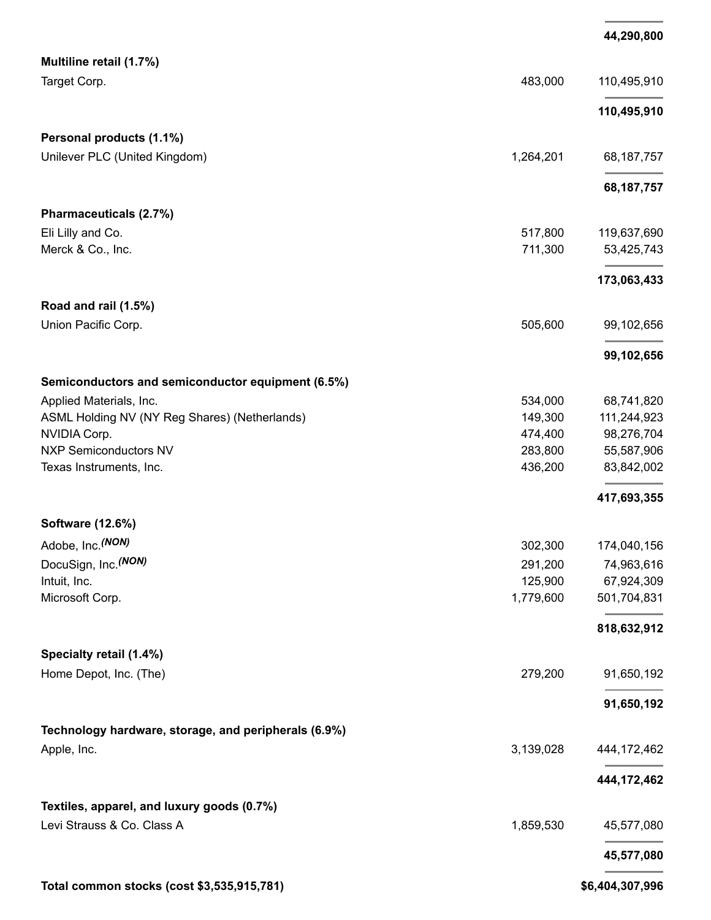| | | |
|---|---|---|
| | | **44,290,800** |
| **Multiline retail (1.7%)** | | |
| Target Corp. | 483,000 | 110,495,910 |
| | | **110,495,910** |
| **Personal products (1.1%)** | | |
| Unilever PLC (United Kingdom) | 1,264,201 | 68,187,757 |
| | | **68,187,757** |
| **Pharmaceuticals (2.7%)** | | |
| Eli Lilly and Co. | 517,800 | 119,637,690 |
| Merck & Co., Inc. | 711,300 | 53,425,743 |
| | | **173,063,433** |
| **Road and rail (1.5%)** | | |
| Union Pacific Corp. | 505,600 | 99,102,656 |
| | | **99,102,656** |
| **Semiconductors and semiconductor equipment (6.5%)** | | |
| Applied Materials, Inc. | 534,000 | 68,741,820 |
| ASML Holding NV (NY Reg Shares) (Netherlands) | 149,300 | 111,244,923 |
| NVIDIA Corp. | 474,400 | 98,276,704 |
| NXP Semiconductors NV | 283,800 | 55,587,906 |
| Texas Instruments, Inc. | 436,200 | 83,842,002 |
| | | **417,693,355** |
| **Software (12.6%)** | | |
| Adobe, Inc.***(NON)*** | 302,300 | 174,040,156 |
| DocuSign, Inc.***(NON)*** | 291,200 | 74,963,616 |
| Intuit, Inc. | 125,900 | 67,924,309 |
| Microsoft Corp. | 1,779,600 | 501,704,831 |
| | | **818,632,912** |
| **Specialty retail (1.4%)** | | |
| Home Depot, Inc. (The) | 279,200 | 91,650,192 |
| | | **91,650,192** |
| **Technology hardware, storage, and peripherals (6.9%)** | | |
| Apple, Inc. | 3,139,028 | 444,172,462 |
| | | **444,172,462** |
| **Textiles, apparel, and luxury goods (0.7%)** | | |
| Levi Strauss & Co. Class A | 1,859,530 | 45,577,080 |
| | | **45,577,080** |
| **Total common stocks (cost $3,535,915,781)** | | **$6,404,307,996** |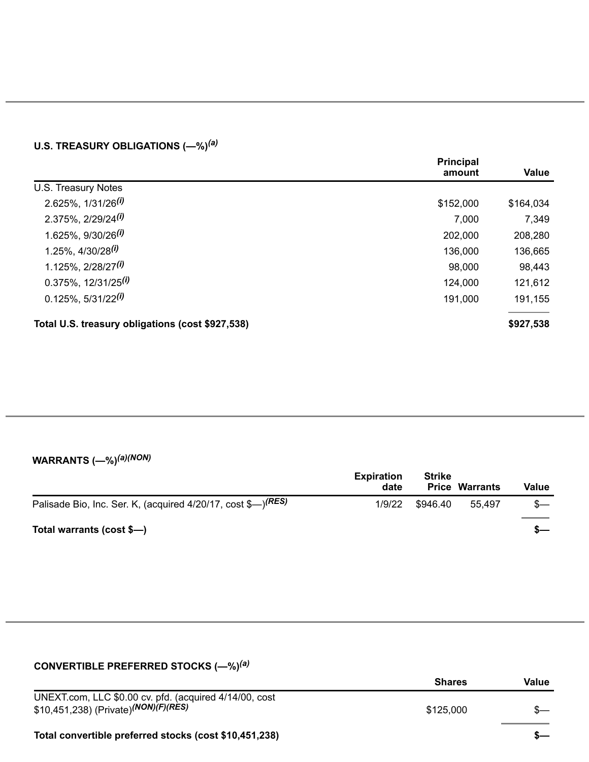### U.S. TREASURY OBLIGATIONS (—%)[(a)]

| | Principal amount | Value |
|---|---|---|
| U.S. Treasury Notes | | |
| 2.625%, 1/31/26[(i)] | $152,000 | $164,034 |
| 2.375%, 2/29/24[(i)] | 7,000 | 7,349 |
| 1.625%, 9/30/26[(i)] | 202,000 | 208,280 |
| 1.25%, 4/30/28[(i)] | 136,000 | 136,665 |
| 1.125%, 2/28/27[(i)] | 98,000 | 98,443 |
| 0.375%, 12/31/25[(i)] | 124,000 | 121,612 |
| 0.125%, 5/31/22[(i)] | 191,000 | 191,155 |
| **Total U.S. treasury obligations (cost $927,538)** | | **$927,538** |

### WARRANTS (—%)[(a)(NON)]

| | Expiration date | Strike Price | Warrants | Value |
|---|---|---|---|---|
| Palisade Bio, Inc. Ser. K, (acquired 4/20/17, cost $—)[(RES)] | 1/9/22 | $946.40 | 55,497 | $— |
| **Total warrants (cost $—)** | | | | **$—** |

### CONVERTIBLE PREFERRED STOCKS (—%)[(a)]

| | Shares | Value |
|---|---|---|
| UNEXT.com, LLC $0.00 cv. pfd. (acquired 4/14/00, cost $10,451,238) (Private)[(NON)(F)(RES)] | $125,000 | $— |
| **Total convertible preferred stocks (cost $10,451,238)** | | **$—** |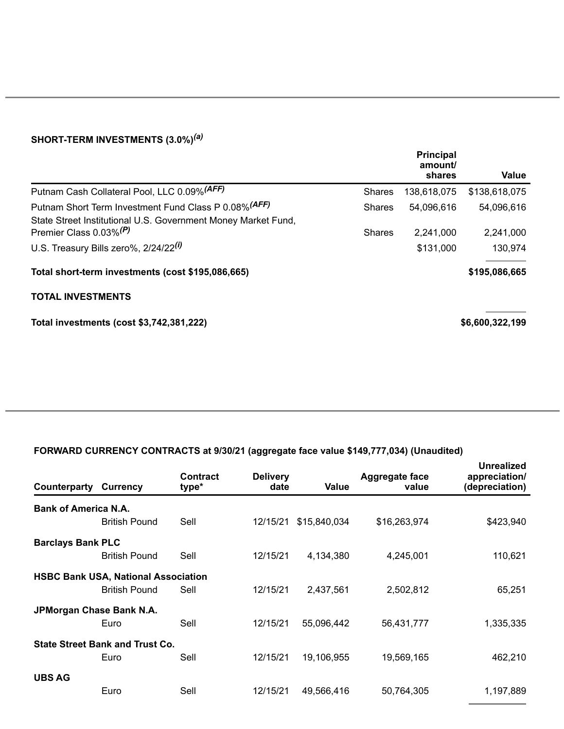**SHORT-TERM INVESTMENTS (3.0%)[(a)]**

| | | Principal amount/ shares | Value |
|---|---|---|---|
| Putnam Cash Collateral Pool, LLC 0.09%[(AFF)] | Shares | 138,618,075 | $138,618,075 |
| Putnam Short Term Investment Fund Class P 0.08%[(AFF)] | Shares | 54,096,616 | 54,096,616 |
| State Street Institutional U.S. Government Money Market Fund, Premier Class 0.03%[(P)] | Shares | 2,241,000 | 2,241,000 |
| U.S. Treasury Bills zero%, 2/24/22[(i)] | | $131,000 | 130,974 |
| **Total short-term investments (cost $195,086,665)** | | | **$195,086,665** |
| **TOTAL INVESTMENTS** | | | |
| **Total investments (cost $3,742,381,222)** | | | **$6,600,322,199** |

**FORWARD CURRENCY CONTRACTS at 9/30/21 (aggregate face value $149,777,034) (Unaudited)**

| Counterparty | Currency | Contract type* | Delivery date | Value | Aggregate face value | Unrealized appreciation/ (depreciation) |
|---|---|---|---|---|---|---|
| **Bank of America N.A.** | | | | | | |
| | British Pound | Sell | 12/15/21 | $15,840,034 | $16,263,974 | $423,940 |
| **Barclays Bank PLC** | | | | | | |
| | British Pound | Sell | 12/15/21 | 4,134,380 | 4,245,001 | 110,621 |
| **HSBC Bank USA, National Association** | | | | | | |
| | British Pound | Sell | 12/15/21 | 2,437,561 | 2,502,812 | 65,251 |
| **JPMorgan Chase Bank N.A.** | | | | | | |
| | Euro | Sell | 12/15/21 | 55,096,442 | 56,431,777 | 1,335,335 |
| **State Street Bank and Trust Co.** | | | | | | |
| | Euro | Sell | 12/15/21 | 19,106,955 | 19,569,165 | 462,210 |
| **UBS AG** | | | | | | |
| | Euro | Sell | 12/15/21 | 49,566,416 | 50,764,305 | 1,197,889 |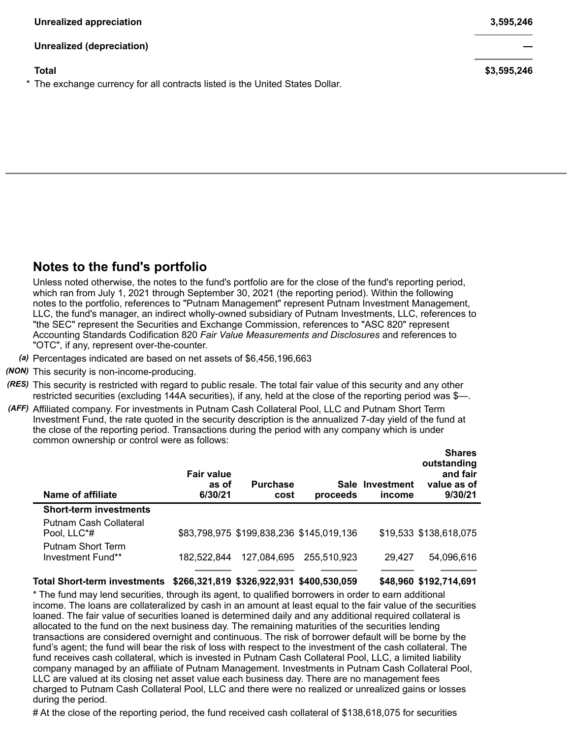| | |
|---|---|
| **Unrealized appreciation** | **3,595,246** |
| **Unrealized (depreciation)** | **—** |
| **Total** | **$3,595,246** |

* The exchange currency for all contracts listed is the United States Dollar.

## Notes to the fund's portfolio

Unless noted otherwise, the notes to the fund's portfolio are for the close of the fund's reporting period, which ran from July 1, 2021 through September 30, 2021 (the reporting period). Within the following notes to the portfolio, references to "Putnam Management" represent Putnam Investment Management, LLC, the fund's manager, an indirect wholly-owned subsidiary of Putnam Investments, LLC, references to "the SEC" represent the Securities and Exchange Commission, references to "ASC 820" represent Accounting Standards Codification 820 *Fair Value Measurements and Disclosures* and references to "OTC", if any, represent over-the-counter.

*(a)* Percentages indicated are based on net assets of $6,456,196,663

*(NON)* This security is non-income-producing.

*(RES)* This security is restricted with regard to public resale. The total fair value of this security and any other restricted securities (excluding 144A securities), if any, held at the close of the reporting period was $—.

*(AFF)* Affiliated company. For investments in Putnam Cash Collateral Pool, LLC and Putnam Short Term Investment Fund, the rate quoted in the security description is the annualized 7-day yield of the fund at the close of the reporting period. Transactions during the period with any company which is under common ownership or control were as follows:

| Name of affiliate | Fair value as of 6/30/21 | Purchase cost | Sale proceeds | Investment income | Shares outstanding and fair value as of 9/30/21 |
|---|---|---|---|---|---|
| **Short-term investments** | | | | | |
| Putnam Cash Collateral Pool, LLC*# | $83,798,975 | $199,838,236 | $145,019,136 | $19,533 | $138,618,075 |
| Putnam Short Term Investment Fund** | 182,522,844 | 127,084,695 | 255,510,923 | 29,427 | 54,096,616 |
| **Total Short-term investments** | **$266,321,819** | **$326,922,931** | **$400,530,059** | **$48,960** | **$192,714,691** |

* The fund may lend securities, through its agent, to qualified borrowers in order to earn additional income. The loans are collateralized by cash in an amount at least equal to the fair value of the securities loaned. The fair value of securities loaned is determined daily and any additional required collateral is allocated to the fund on the next business day. The remaining maturities of the securities lending transactions are considered overnight and continuous. The risk of borrower default will be borne by the fund's agent; the fund will bear the risk of loss with respect to the investment of the cash collateral. The fund receives cash collateral, which is invested in Putnam Cash Collateral Pool, LLC, a limited liability company managed by an affiliate of Putnam Management. Investments in Putnam Cash Collateral Pool, LLC are valued at its closing net asset value each business day. There are no management fees charged to Putnam Cash Collateral Pool, LLC and there were no realized or unrealized gains or losses during the period.

# At the close of the reporting period, the fund received cash collateral of $138,618,075 for securities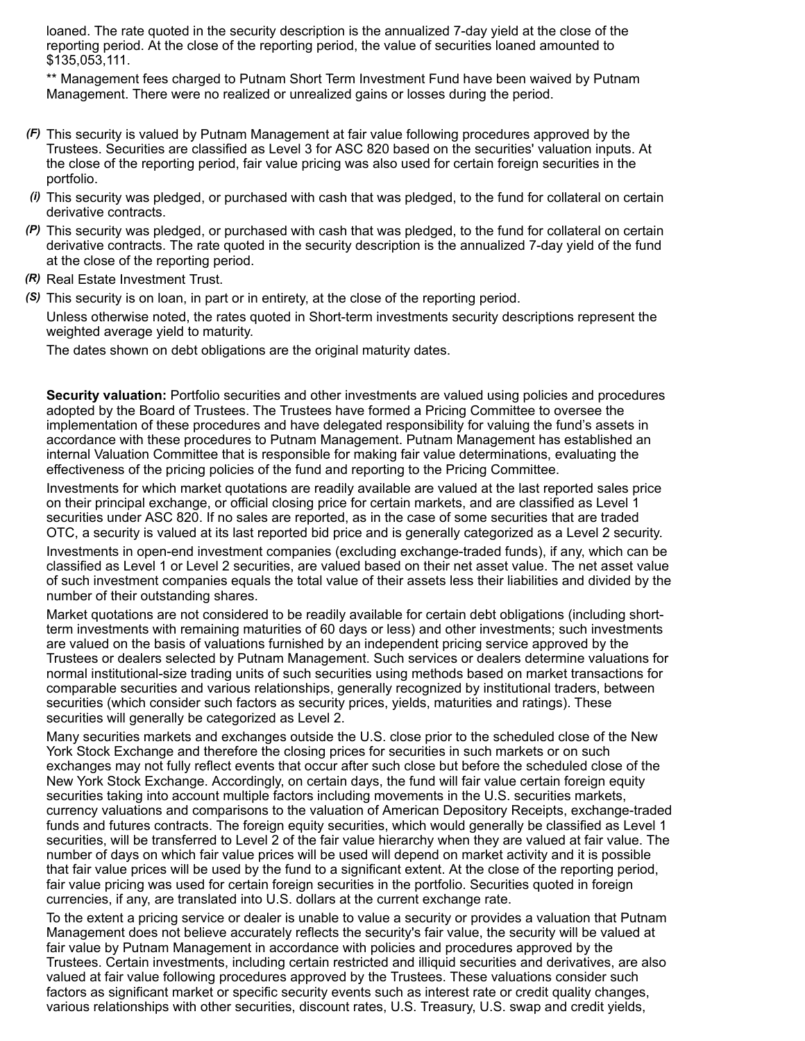loaned. The rate quoted in the security description is the annualized 7-day yield at the close of the reporting period. At the close of the reporting period, the value of securities loaned amounted to $135,053,111.

** Management fees charged to Putnam Short Term Investment Fund have been waived by Putnam Management. There were no realized or unrealized gains or losses during the period.

*(F)* This security is valued by Putnam Management at fair value following procedures approved by the Trustees. Securities are classified as Level 3 for ASC 820 based on the securities' valuation inputs. At the close of the reporting period, fair value pricing was also used for certain foreign securities in the portfolio.

*(i)* This security was pledged, or purchased with cash that was pledged, to the fund for collateral on certain derivative contracts.

*(P)* This security was pledged, or purchased with cash that was pledged, to the fund for collateral on certain derivative contracts. The rate quoted in the security description is the annualized 7-day yield of the fund at the close of the reporting period.

*(R)* Real Estate Investment Trust.

*(S)* This security is on loan, in part or in entirety, at the close of the reporting period.

Unless otherwise noted, the rates quoted in Short-term investments security descriptions represent the weighted average yield to maturity.

The dates shown on debt obligations are the original maturity dates.

**Security valuation:** Portfolio securities and other investments are valued using policies and procedures adopted by the Board of Trustees. The Trustees have formed a Pricing Committee to oversee the implementation of these procedures and have delegated responsibility for valuing the fund's assets in accordance with these procedures to Putnam Management. Putnam Management has established an internal Valuation Committee that is responsible for making fair value determinations, evaluating the effectiveness of the pricing policies of the fund and reporting to the Pricing Committee.

Investments for which market quotations are readily available are valued at the last reported sales price on their principal exchange, or official closing price for certain markets, and are classified as Level 1 securities under ASC 820. If no sales are reported, as in the case of some securities that are traded OTC, a security is valued at its last reported bid price and is generally categorized as a Level 2 security.

Investments in open-end investment companies (excluding exchange-traded funds), if any, which can be classified as Level 1 or Level 2 securities, are valued based on their net asset value. The net asset value of such investment companies equals the total value of their assets less their liabilities and divided by the number of their outstanding shares.

Market quotations are not considered to be readily available for certain debt obligations (including short-term investments with remaining maturities of 60 days or less) and other investments; such investments are valued on the basis of valuations furnished by an independent pricing service approved by the Trustees or dealers selected by Putnam Management. Such services or dealers determine valuations for normal institutional-size trading units of such securities using methods based on market transactions for comparable securities and various relationships, generally recognized by institutional traders, between securities (which consider such factors as security prices, yields, maturities and ratings). These securities will generally be categorized as Level 2.

Many securities markets and exchanges outside the U.S. close prior to the scheduled close of the New York Stock Exchange and therefore the closing prices for securities in such markets or on such exchanges may not fully reflect events that occur after such close but before the scheduled close of the New York Stock Exchange. Accordingly, on certain days, the fund will fair value certain foreign equity securities taking into account multiple factors including movements in the U.S. securities markets, currency valuations and comparisons to the valuation of American Depository Receipts, exchange-traded funds and futures contracts. The foreign equity securities, which would generally be classified as Level 1 securities, will be transferred to Level 2 of the fair value hierarchy when they are valued at fair value. The number of days on which fair value prices will be used will depend on market activity and it is possible that fair value prices will be used by the fund to a significant extent. At the close of the reporting period, fair value pricing was used for certain foreign securities in the portfolio. Securities quoted in foreign currencies, if any, are translated into U.S. dollars at the current exchange rate.

To the extent a pricing service or dealer is unable to value a security or provides a valuation that Putnam Management does not believe accurately reflects the security's fair value, the security will be valued at fair value by Putnam Management in accordance with policies and procedures approved by the Trustees. Certain investments, including certain restricted and illiquid securities and derivatives, are also valued at fair value following procedures approved by the Trustees. These valuations consider such factors as significant market or specific security events such as interest rate or credit quality changes, various relationships with other securities, discount rates, U.S. Treasury, U.S. swap and credit yields,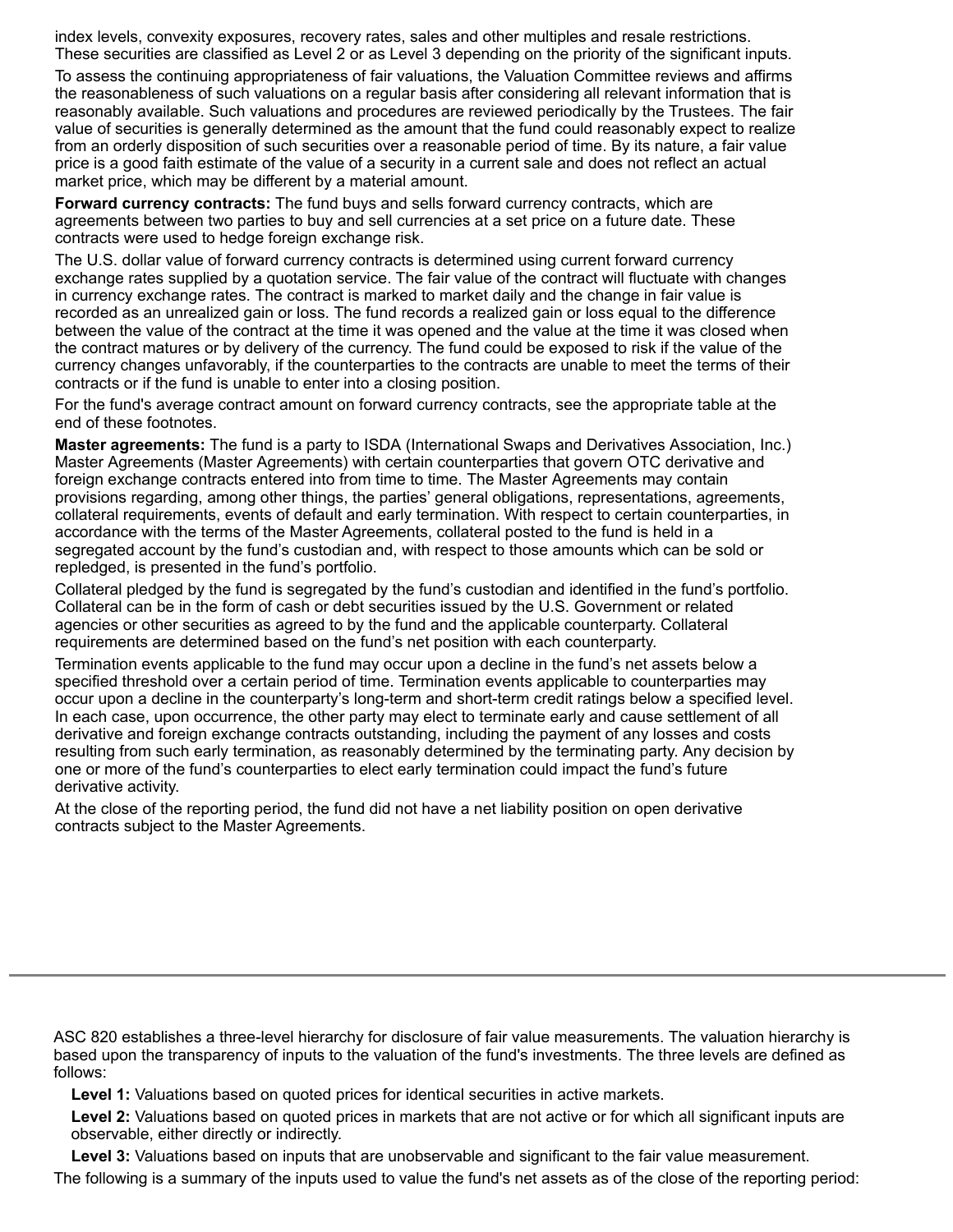index levels, convexity exposures, recovery rates, sales and other multiples and resale restrictions. These securities are classified as Level 2 or as Level 3 depending on the priority of the significant inputs.

To assess the continuing appropriateness of fair valuations, the Valuation Committee reviews and affirms the reasonableness of such valuations on a regular basis after considering all relevant information that is reasonably available. Such valuations and procedures are reviewed periodically by the Trustees. The fair value of securities is generally determined as the amount that the fund could reasonably expect to realize from an orderly disposition of such securities over a reasonable period of time. By its nature, a fair value price is a good faith estimate of the value of a security in a current sale and does not reflect an actual market price, which may be different by a material amount.

**Forward currency contracts:** The fund buys and sells forward currency contracts, which are agreements between two parties to buy and sell currencies at a set price on a future date. These contracts were used to hedge foreign exchange risk.

The U.S. dollar value of forward currency contracts is determined using current forward currency exchange rates supplied by a quotation service. The fair value of the contract will fluctuate with changes in currency exchange rates. The contract is marked to market daily and the change in fair value is recorded as an unrealized gain or loss. The fund records a realized gain or loss equal to the difference between the value of the contract at the time it was opened and the value at the time it was closed when the contract matures or by delivery of the currency. The fund could be exposed to risk if the value of the currency changes unfavorably, if the counterparties to the contracts are unable to meet the terms of their contracts or if the fund is unable to enter into a closing position.

For the fund's average contract amount on forward currency contracts, see the appropriate table at the end of these footnotes.

**Master agreements:** The fund is a party to ISDA (International Swaps and Derivatives Association, Inc.) Master Agreements (Master Agreements) with certain counterparties that govern OTC derivative and foreign exchange contracts entered into from time to time. The Master Agreements may contain provisions regarding, among other things, the parties' general obligations, representations, agreements, collateral requirements, events of default and early termination. With respect to certain counterparties, in accordance with the terms of the Master Agreements, collateral posted to the fund is held in a segregated account by the fund's custodian and, with respect to those amounts which can be sold or repledged, is presented in the fund's portfolio.

Collateral pledged by the fund is segregated by the fund's custodian and identified in the fund's portfolio. Collateral can be in the form of cash or debt securities issued by the U.S. Government or related agencies or other securities as agreed to by the fund and the applicable counterparty. Collateral requirements are determined based on the fund's net position with each counterparty.

Termination events applicable to the fund may occur upon a decline in the fund's net assets below a specified threshold over a certain period of time. Termination events applicable to counterparties may occur upon a decline in the counterparty's long-term and short-term credit ratings below a specified level. In each case, upon occurrence, the other party may elect to terminate early and cause settlement of all derivative and foreign exchange contracts outstanding, including the payment of any losses and costs resulting from such early termination, as reasonably determined by the terminating party. Any decision by one or more of the fund's counterparties to elect early termination could impact the fund's future derivative activity.

At the close of the reporting period, the fund did not have a net liability position on open derivative contracts subject to the Master Agreements.

---

ASC 820 establishes a three-level hierarchy for disclosure of fair value measurements. The valuation hierarchy is based upon the transparency of inputs to the valuation of the fund's investments. The three levels are defined as follows:

**Level 1:** Valuations based on quoted prices for identical securities in active markets.

**Level 2:** Valuations based on quoted prices in markets that are not active or for which all significant inputs are observable, either directly or indirectly.

**Level 3:** Valuations based on inputs that are unobservable and significant to the fair value measurement.

The following is a summary of the inputs used to value the fund's net assets as of the close of the reporting period: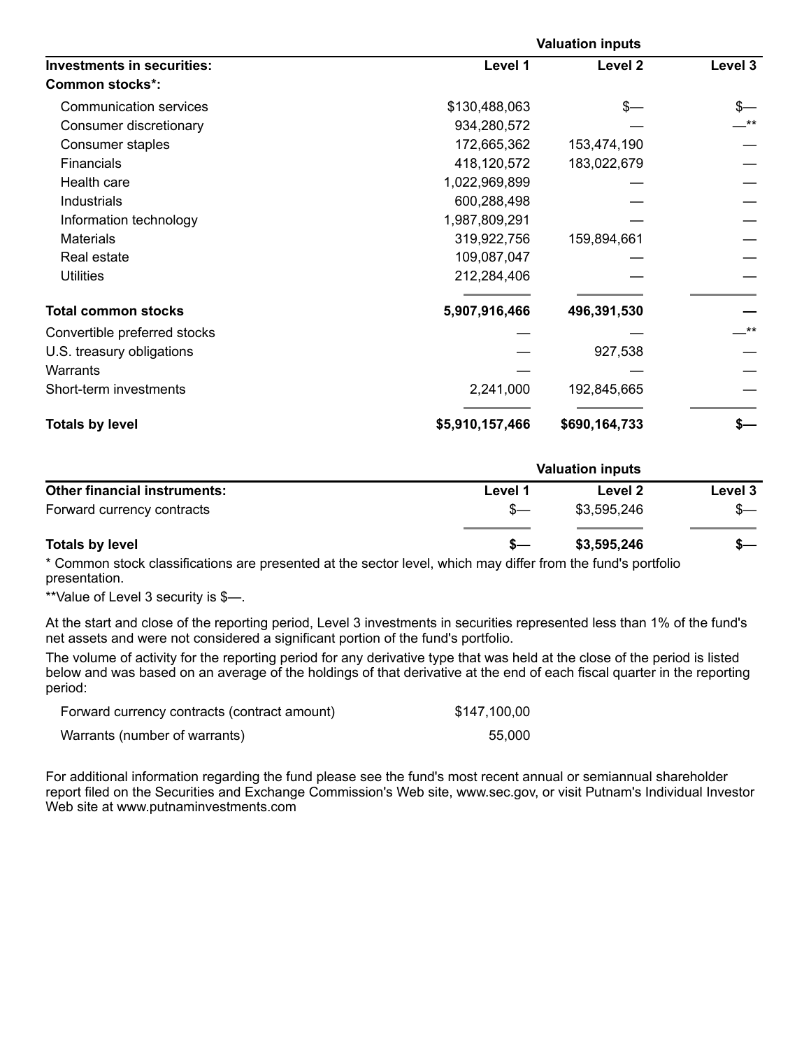| | Valuation inputs | | |
|---|---|---|---|
| **Investments in securities:** | **Level 1** | **Level 2** | **Level 3** |
| **Common stocks*:** | | | |
| Communication services | $130,488,063 | $— | $— |
| Consumer discretionary | 934,280,572 | — | —** |
| Consumer staples | 172,665,362 | 153,474,190 | — |
| Financials | 418,120,572 | 183,022,679 | — |
| Health care | 1,022,969,899 | — | — |
| Industrials | 600,288,498 | — | — |
| Information technology | 1,987,809,291 | — | — |
| Materials | 319,922,756 | 159,894,661 | — |
| Real estate | 109,087,047 | — | — |
| Utilities | 212,284,406 | — | — |
| **Total common stocks** | **5,907,916,466** | **496,391,530** | **—** |
| Convertible preferred stocks | — | — | —** |
| U.S. treasury obligations | — | 927,538 | — |
| Warrants | — | — | — |
| Short-term investments | 2,241,000 | 192,845,665 | — |
| **Totals by level** | **$5,910,157,466** | **$690,164,733** | **$—** |

| | Valuation inputs | | |
|---|---|---|---|
| **Other financial instruments:** | **Level 1** | **Level 2** | **Level 3** |
| Forward currency contracts | $— | $3,595,246 | $— |
| **Totals by level** | **$—** | **$3,595,246** | **$—** |

* Common stock classifications are presented at the sector level, which may differ from the fund's portfolio presentation.

**Value of Level 3 security is $—.

At the start and close of the reporting period, Level 3 investments in securities represented less than 1% of the fund's net assets and were not considered a significant portion of the fund's portfolio.

The volume of activity for the reporting period for any derivative type that was held at the close of the period is listed below and was based on an average of the holdings of that derivative at the end of each fiscal quarter in the reporting period:

| | |
|---|---|
| Forward currency contracts (contract amount) | $147,100,00 |
| Warrants (number of warrants) | 55,000 |

For additional information regarding the fund please see the fund's most recent annual or semiannual shareholder report filed on the Securities and Exchange Commission's Web site, www.sec.gov, or visit Putnam's Individual Investor Web site at www.putnaminvestments.com